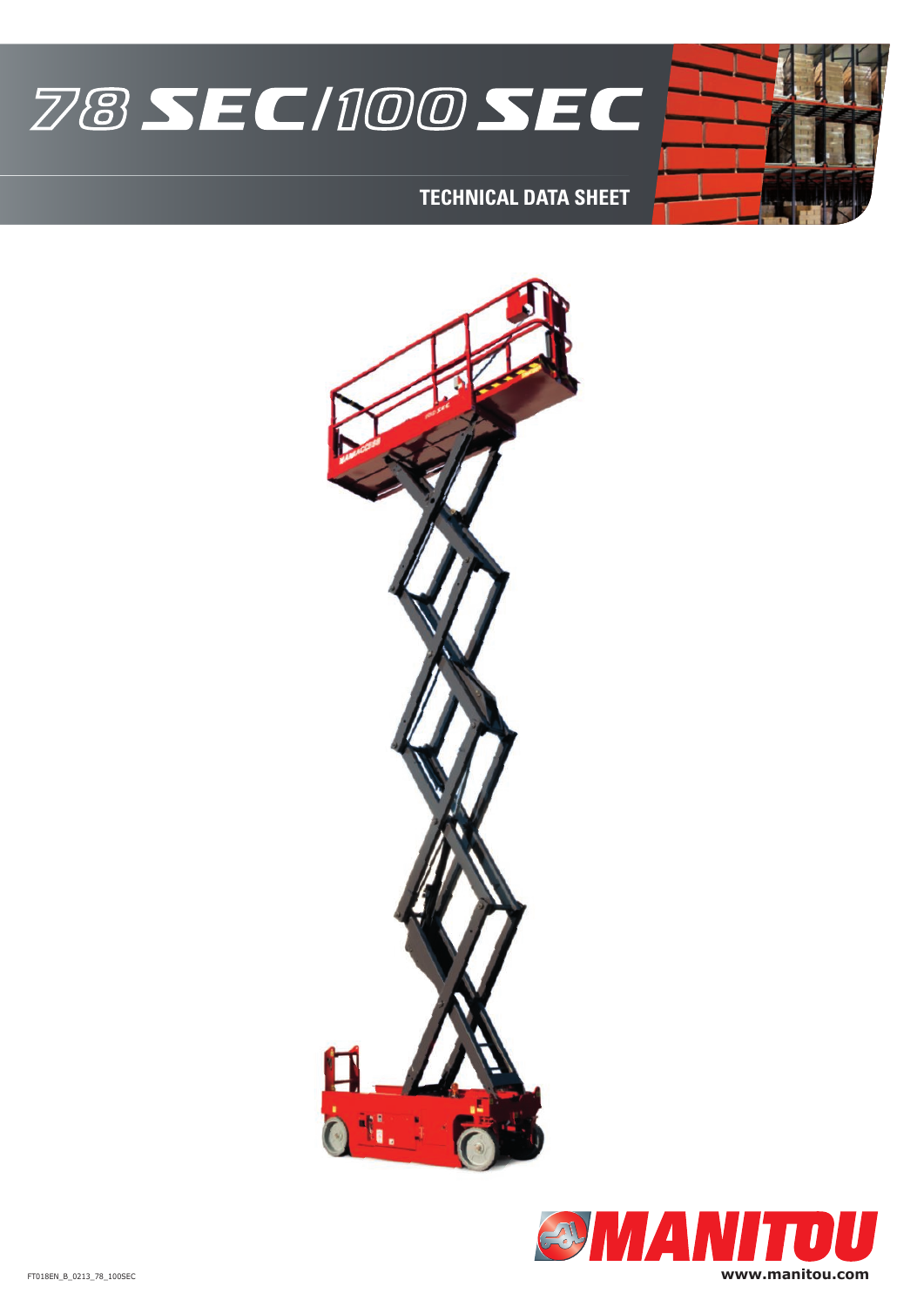# 78 SEC/100 SEC

## TECHNICAL DATA SHEET

**MANITOU**

www.manitou.com

FT018EN_B_0213_78_100SEC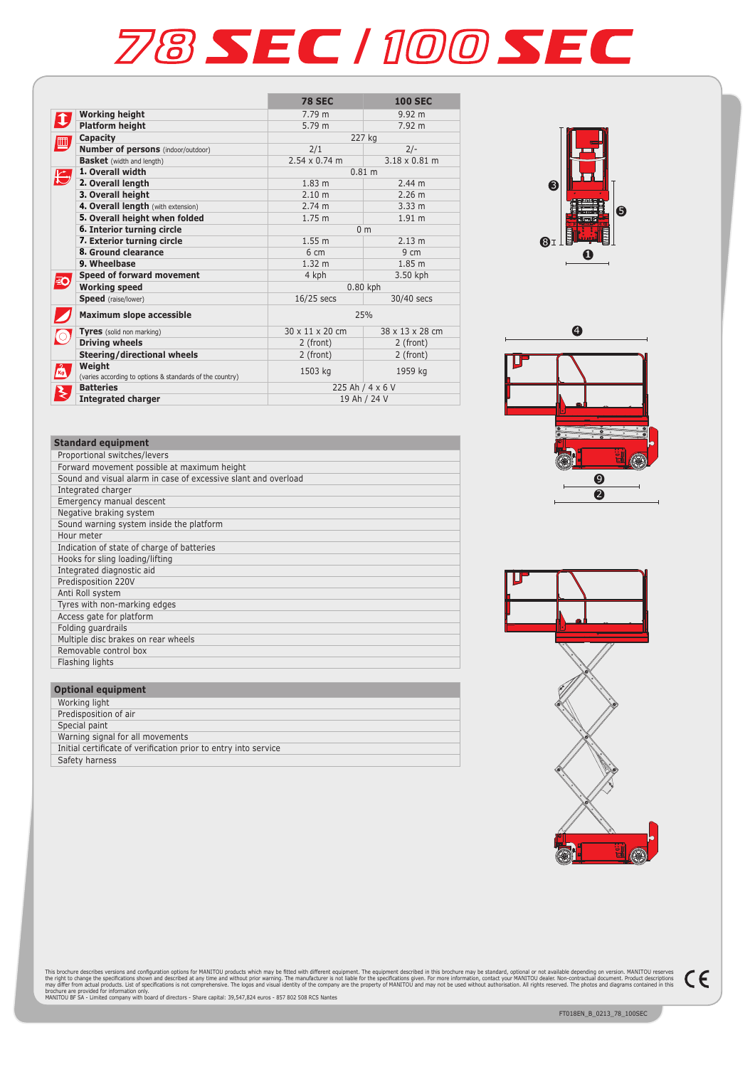# 78 SEC / 100 SEC

| | 78 SEC | 100 SEC |
|---|---|---|
| **Working height** | 7.79 m | 9.92 m |
| **Platform height** | 5.79 m | 7.92 m |
| **Capacity** | 227 kg | |
| **Number of persons** (indoor/outdoor) | 2/1 | 2/- |
| **Basket** (width and length) | 2.54 x 0.74 m | 3.18 x 0.81 m |
| **1. Overall width** | 0.81 m | |
| **2. Overall length** | 1.83 m | 2.44 m |
| **3. Overall height** | 2.10 m | 2.26 m |
| **4. Overall length** (with extension) | 2.74 m | 3.33 m |
| **5. Overall height when folded** | 1.75 m | 1.91 m |
| **6. Interior turning circle** | 0 m | |
| **7. Exterior turning circle** | 1.55 m | 2.13 m |
| **8. Ground clearance** | 6 cm | 9 cm |
| **9. Wheelbase** | 1.32 m | 1.85 m |
| **Speed of forward movement** | 4 kph | 3.50 kph |
| **Working speed** | 0.80 kph | |
| **Speed** (raise/lower) | 16/25 secs | 30/40 secs |
| **Maximum slope accessible** | 25% | |
| **Tyres** (solid non marking) | 30 x 11 x 20 cm | 38 x 13 x 28 cm |
| **Driving wheels** | 2 (front) | 2 (front) |
| **Steering/directional wheels** | 2 (front) | 2 (front) |
| **Weight** (varies according to options & standards of the country) | 1503 kg | 1959 kg |
| **Batteries** | 225 Ah / 4 x 6 V | |
| **Integrated charger** | 19 Ah / 24 V | |

| Standard equipment |
|---|
| Proportional switches/levers |
| Forward movement possible at maximum height |
| Sound and visual alarm in case of excessive slant and overload |
| Integrated charger |
| Emergency manual descent |
| Negative braking system |
| Sound warning system inside the platform |
| Hour meter |
| Indication of state of charge of batteries |
| Hooks for sling loading/lifting |
| Integrated diagnostic aid |
| Predisposition 220V |
| Anti Roll system |
| Tyres with non-marking edges |
| Access gate for platform |
| Folding guardrails |
| Multiple disc brakes on rear wheels |
| Removable control box |
| Flashing lights |

| Optional equipment |
|---|
| Working light |
| Predisposition of air |
| Special paint |
| Warning signal for all movements |
| Initial certificate of verification prior to entry into service |
| Safety harness |

3
5
8
1
4
9
2

This brochure describes versions and configuration options for MANITOU products which may be fitted with different equipment. The equipment described in this brochure may be standard, optional or not available depending on version. MANITOU reserves the right to change the specifications shown and described at any time and without prior warning. The manufacturer is not liable for the specifications given. For more information, contact your MANITOU dealer. Non-contractual document. Product descriptions may differ from actual products. List of specifications is not comprehensive. The logos and visual identity of the company are the property of MANITOU and may not be used without authorisation. All rights reserved. The photos and diagrams contained in this brochure are provided for information only.
MANITOU BF SA - Limited company with board of directors - Share capital: 39,547,824 euros - 857 802 508 RCS Nantes

FT018EN_B_0213_78_100SEC